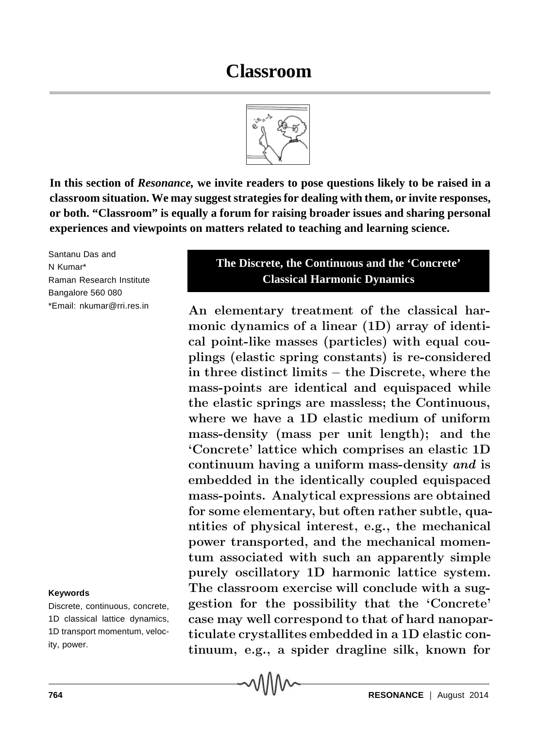# Classroom

**In this section of *Resonance*, we invite readers to pose questions likely to be raised in a classroom situation. We may suggest strategies for dealing with them, or invite responses, or both. "Classroom" is equally a forum for raising broader issues and sharing personal experiences and viewpoints on matters related to teaching and learning science.**

Santanu Das and
N Kumar*
Raman Research Institute
Bangalore 560 080
*Email: nkumar@rri.res.in

## The Discrete, the Continuous and the 'Concrete' Classical Harmonic Dynamics

An elementary treatment of the classical harmonic dynamics of a linear (1D) array of identical point-like masses (particles) with equal couplings (elastic spring constants) is re-considered in three distinct limits – the Discrete, where the mass-points are identical and equispaced while the elastic springs are massless; the Continuous, where we have a 1D elastic medium of uniform mass-density (mass per unit length); and the 'Concrete' lattice which comprises an elastic 1D continuum having a uniform mass-density *and* is embedded in the identically coupled equispaced mass-points. Analytical expressions are obtained for some elementary, but often rather subtle, quantities of physical interest, e.g., the mechanical power transported, and the mechanical momentum associated with such an apparently simple purely oscillatory 1D harmonic lattice system. The classroom exercise will conclude with a suggestion for the possibility that the 'Concrete' case may well correspond to that of hard nanoparticulate crystallites embedded in a 1D elastic continuum, e.g., a spider dragline silk, known for

**Keywords**

Discrete, continuous, concrete, 1D classical lattice dynamics, 1D transport momentum, velocity, power.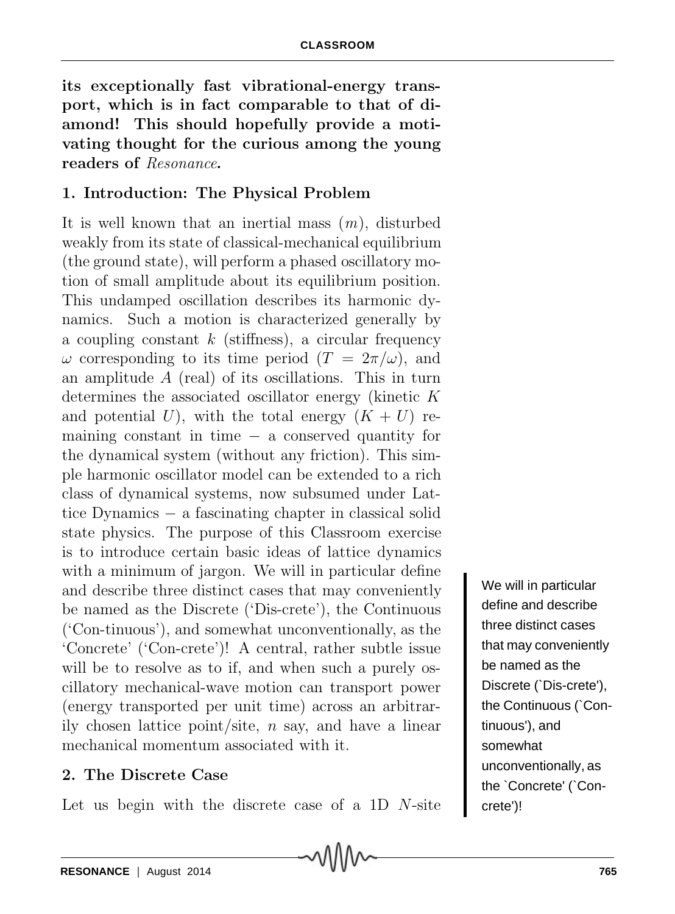**its exceptionally fast vibrational-energy transport, which is in fact comparable to that of diamond! This should hopefully provide a motivating thought for the curious among the young readers of *Resonance*.**

## 1. Introduction: The Physical Problem

It is well known that an inertial mass ($m$), disturbed weakly from its state of classical-mechanical equilibrium (the ground state), will perform a phased oscillatory motion of small amplitude about its equilibrium position. This undamped oscillation describes its harmonic dynamics. Such a motion is characterized generally by a coupling constant $k$ (stiffness), a circular frequency $\omega$ corresponding to its time period ($T = 2\pi/\omega$), and an amplitude $A$ (real) of its oscillations. This in turn determines the associated oscillator energy (kinetic $K$ and potential $U$), with the total energy ($K + U$) remaining constant in time − a conserved quantity for the dynamical system (without any friction). This simple harmonic oscillator model can be extended to a rich class of dynamical systems, now subsumed under Lattice Dynamics − a fascinating chapter in classical solid state physics. The purpose of this Classroom exercise is to introduce certain basic ideas of lattice dynamics with a minimum of jargon. We will in particular define and describe three distinct cases that may conveniently be named as the Discrete ('Dis-crete'), the Continuous ('Con-tinuous'), and somewhat unconventionally, as the 'Concrete' ('Con-crete')! A central, rather subtle issue will be to resolve as to if, and when such a purely oscillatory mechanical-wave motion can transport power (energy transported per unit time) across an arbitrarily chosen lattice point/site, $n$ say, and have a linear mechanical momentum associated with it.

We will in particular define and describe three distinct cases that may conveniently be named as the Discrete ('Dis-crete'), the Continuous ('Con-tinuous'), and somewhat unconventionally, as the 'Concrete' ('Con-crete')!

## 2. The Discrete Case

Let us begin with the discrete case of a 1D $N$-site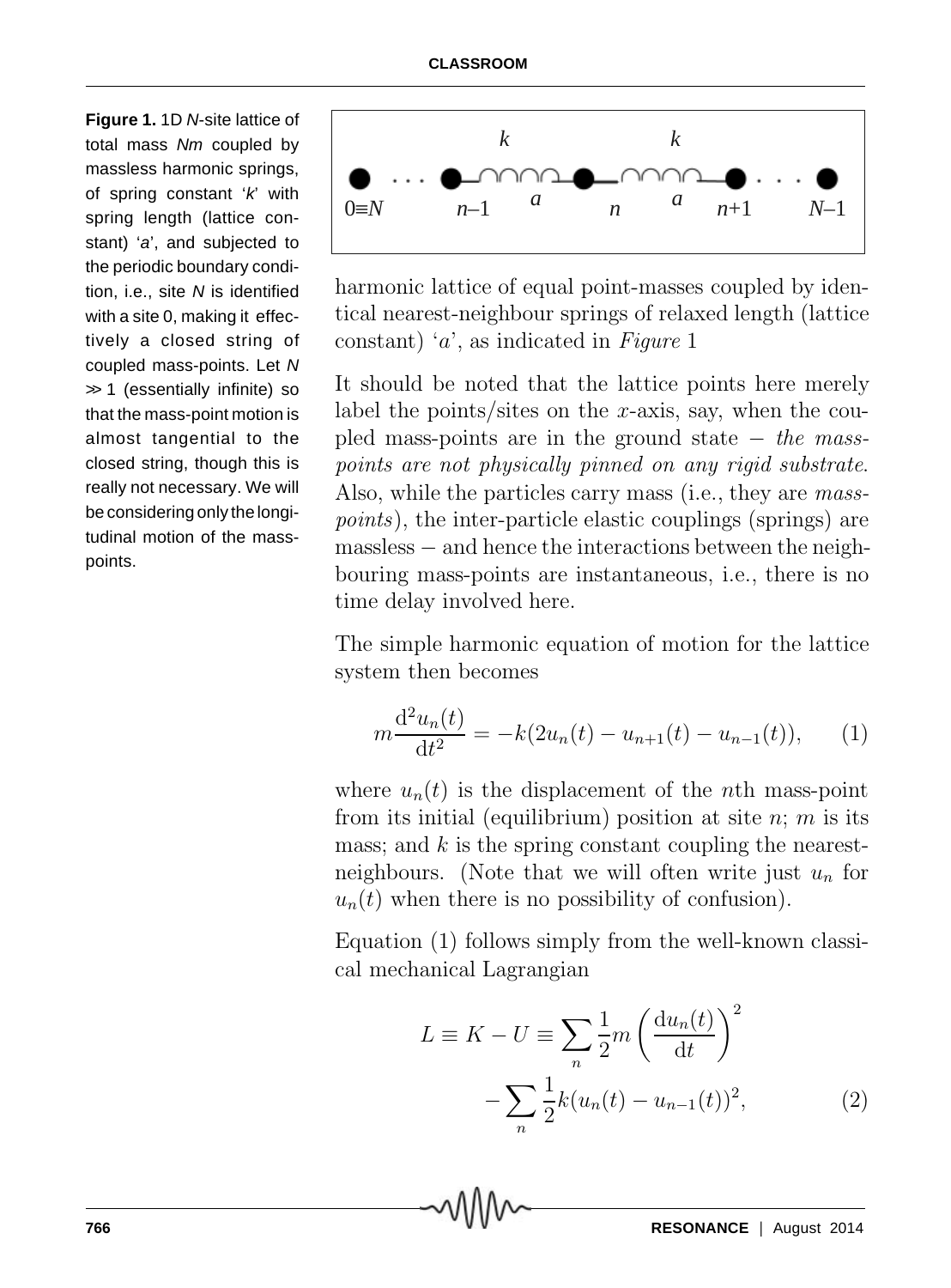**Figure 1.** 1D $N$-site lattice of total mass $Nm$ coupled by massless harmonic springs, of spring constant '$k$' with spring length (lattice constant) '$a$', and subjected to the periodic boundary condition, i.e., site $N$ is identified with a site 0, making it effectively a closed string of coupled mass-points. Let $N \gg 1$ (essentially infinite) so that the mass-point motion is almost tangential to the closed string, though this is really not necessary. We will be considering only the longitudinal motion of the mass-points.

harmonic lattice of equal point-masses coupled by identical nearest-neighbour springs of relaxed length (lattice constant) '$a$', as indicated in *Figure* 1

It should be noted that the lattice points here merely label the points/sites on the $x$-axis, say, when the coupled mass-points are in the ground state – *the mass-points are not physically pinned on any rigid substrate.* Also, while the particles carry mass (i.e., they are *mass-points*), the inter-particle elastic couplings (springs) are massless – and hence the interactions between the neighbouring mass-points are instantaneous, i.e., there is no time delay involved here.

The simple harmonic equation of motion for the lattice system then becomes

$$m\frac{\mathrm{d}^2 u_n(t)}{\mathrm{d}t^2} = -k(2u_n(t) - u_{n+1}(t) - u_{n-1}(t)), \qquad (1)$$

where $u_n(t)$ is the displacement of the $n$th mass-point from its initial (equilibrium) position at site $n$; $m$ is its mass; and $k$ is the spring constant coupling the nearest-neighbours. (Note that we will often write just $u_n$ for $u_n(t)$ when there is no possibility of confusion).

Equation (1) follows simply from the well-known classical mechanical Lagrangian

$$L \equiv K - U \equiv \sum_n \frac{1}{2}m\left(\frac{\mathrm{d}u_n(t)}{\mathrm{d}t}\right)^2 - \sum_n \frac{1}{2}k(u_n(t) - u_{n-1}(t))^2, \qquad (2)$$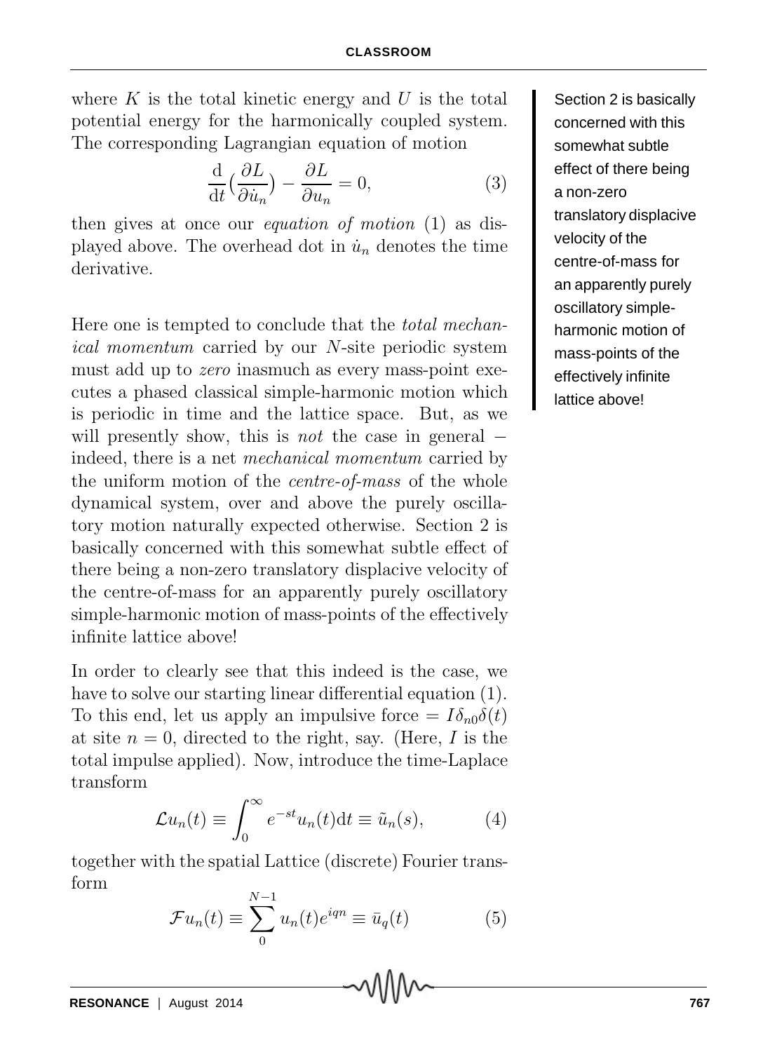where $K$ is the total kinetic energy and $U$ is the total potential energy for the harmonically coupled system. The corresponding Lagrangian equation of motion

$$\frac{\mathrm{d}}{\mathrm{d}t}\Big(\frac{\partial L}{\partial \dot{u}_n}\Big) - \frac{\partial L}{\partial u_n} = 0, \tag{3}$$

then gives at once our *equation of motion* (1) as displayed above. The overhead dot in $\dot{u}_n$ denotes the time derivative.

Here one is tempted to conclude that the *total mechanical momentum* carried by our $N$-site periodic system must add up to *zero* inasmuch as every mass-point executes a phased classical simple-harmonic motion which is periodic in time and the lattice space. But, as we will presently show, this is *not* the case in general − indeed, there is a net *mechanical momentum* carried by the uniform motion of the *centre-of-mass* of the whole dynamical system, over and above the purely oscillatory motion naturally expected otherwise. Section 2 is basically concerned with this somewhat subtle effect of there being a non-zero translatory displacive velocity of the centre-of-mass for an apparently purely oscillatory simple-harmonic motion of mass-points of the effectively infinite lattice above!

Section 2 is basically concerned with this somewhat subtle effect of there being a non-zero translatory displacive velocity of the centre-of-mass for an apparently purely oscillatory simple-harmonic motion of mass-points of the effectively infinite lattice above!

In order to clearly see that this indeed is the case, we have to solve our starting linear differential equation (1). To this end, let us apply an impulsive force $= I\delta_{n0}\delta(t)$ at site $n = 0$, directed to the right, say. (Here, $I$ is the total impulse applied). Now, introduce the time-Laplace transform

$$\mathcal{L}u_n(t) \equiv \int_0^\infty e^{-st} u_n(t)\mathrm{d}t \equiv \tilde{u}_n(s), \tag{4}$$

together with the spatial Lattice (discrete) Fourier transform

$$\mathcal{F}u_n(t) \equiv \sum_0^{N-1} u_n(t) e^{iqn} \equiv \bar{u}_q(t) \tag{5}$$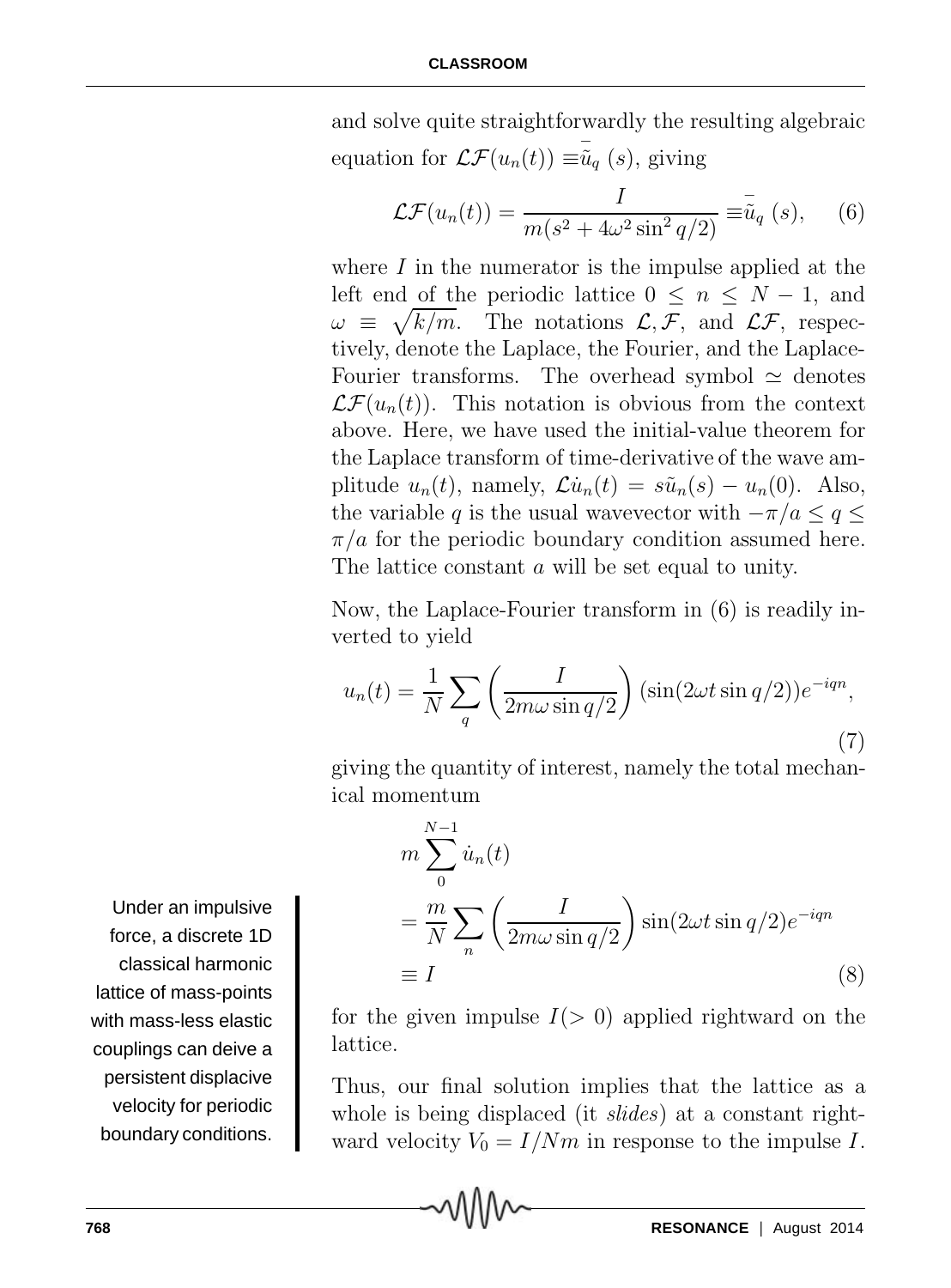and solve quite straightforwardly the resulting algebraic equation for $\mathcal{LF}(u_n(t)) \equiv \bar{\tilde{u}}_q\ (s)$, giving

$$\mathcal{LF}(u_n(t)) = \frac{I}{m(s^2 + 4\omega^2 \sin^2 q/2)} \equiv \bar{\tilde{u}}_q\ (s), \qquad (6)$$

where $I$ in the numerator is the impulse applied at the left end of the periodic lattice $0 \leq n \leq N-1$, and $\omega \equiv \sqrt{k/m}$. The notations $\mathcal{L}, \mathcal{F}$, and $\mathcal{LF}$, respectively, denote the Laplace, the Fourier, and the Laplace-Fourier transforms. The overhead symbol $\simeq$ denotes $\mathcal{LF}(u_n(t))$. This notation is obvious from the context above. Here, we have used the initial-value theorem for the Laplace transform of time-derivative of the wave amplitude $u_n(t)$, namely, $\mathcal{L}\dot{u}_n(t) = s\tilde{u}_n(s) - u_n(0)$. Also, the variable $q$ is the usual wavevector with $-\pi/a \leq q \leq \pi/a$ for the periodic boundary condition assumed here. The lattice constant $a$ will be set equal to unity.

Now, the Laplace-Fourier transform in (6) is readily inverted to yield

$$u_n(t) = \frac{1}{N} \sum_q \left( \frac{I}{2m\omega \sin q/2} \right) (\sin(2\omega t \sin q/2)) e^{-iqn}, \qquad (7)$$

giving the quantity of interest, namely the total mechanical momentum

$$\begin{aligned} &m \sum_0^{N-1} \dot{u}_n(t) \\ &= \frac{m}{N} \sum_n \left( \frac{I}{2m\omega \sin q/2} \right) \sin(2\omega t \sin q/2) e^{-iqn} \\ &\equiv I \end{aligned} \qquad (8)$$

for the given impulse $I(>0)$ applied rightward on the lattice.

Under an impulsive force, a discrete 1D classical harmonic lattice of mass-points with mass-less elastic couplings can deive a persistent displacive velocity for periodic boundary conditions.

Thus, our final solution implies that the lattice as a whole is being displaced (it *slides*) at a constant rightward velocity $V_0 = I/Nm$ in response to the impulse $I$.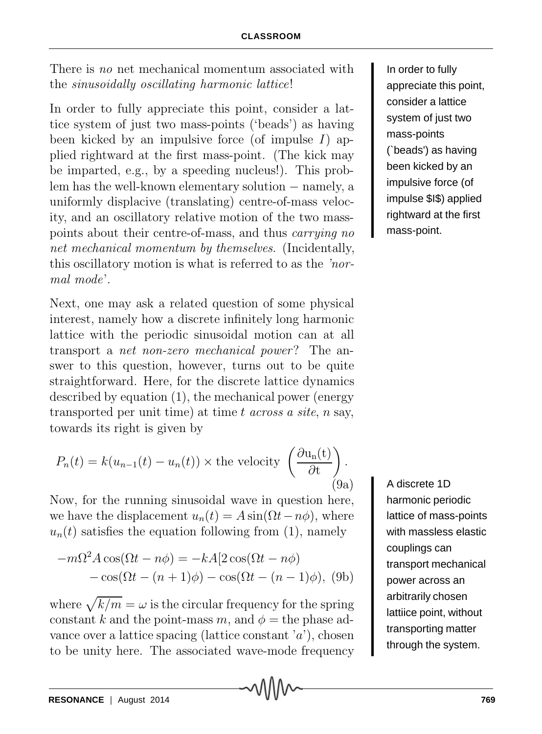There is *no* net mechanical momentum associated with the *sinusoidally oscillating harmonic lattice*!

In order to fully appreciate this point, consider a lattice system of just two mass-points ('beads') as having been kicked by an impulsive force (of impulse $I$) applied rightward at the first mass-point. (The kick may be imparted, e.g., by a speeding nucleus!). This problem has the well-known elementary solution − namely, a uniformly displacive (translating) centre-of-mass velocity, and an oscillatory relative motion of the two mass-points about their centre-of-mass, and thus *carrying no net mechanical momentum by themselves*. (Incidentally, this oscillatory motion is what is referred to as the *'normal mode'*.

In order to fully appreciate this point, consider a lattice system of just two mass-points (`beads') as having been kicked by an impulsive force (of impulse $I$) applied rightward at the first mass-point.

Next, one may ask a related question of some physical interest, namely how a discrete infinitely long harmonic lattice with the periodic sinusoidal motion can at all transport a *net non-zero mechanical power*? The answer to this question, however, turns out to be quite straightforward. Here, for the discrete lattice dynamics described by equation (1), the mechanical power (energy transported per unit time) at time $t$ *across a site*, $n$ say, towards its right is given by

$$P_n(t) = k(u_{n-1}(t) - u_n(t)) \times \text{the velocity } \left(\frac{\partial \mathrm{u_n(t)}}{\partial \mathrm{t}}\right). \tag{9a}$$

Now, for the running sinusoidal wave in question here, we have the displacement $u_n(t) = A\sin(\Omega t - n\phi)$, where $u_n(t)$ satisfies the equation following from (1), namely

$$-m\Omega^2 A\cos(\Omega t - n\phi) = -kA[2\cos(\Omega t - n\phi) - \cos(\Omega t - (n+1)\phi) - \cos(\Omega t - (n-1)\phi), \tag{9b}$$

where $\sqrt{k/m} = \omega$ is the circular frequency for the spring constant $k$ and the point-mass $m$, and $\phi =$ the phase advance over a lattice spacing (lattice constant '$a$'), chosen to be unity here. The associated wave-mode frequency

A discrete 1D harmonic periodic lattice of mass-points with massless elastic couplings can transport mechanical power across an arbitrarily chosen lattiice point, without transporting matter through the system.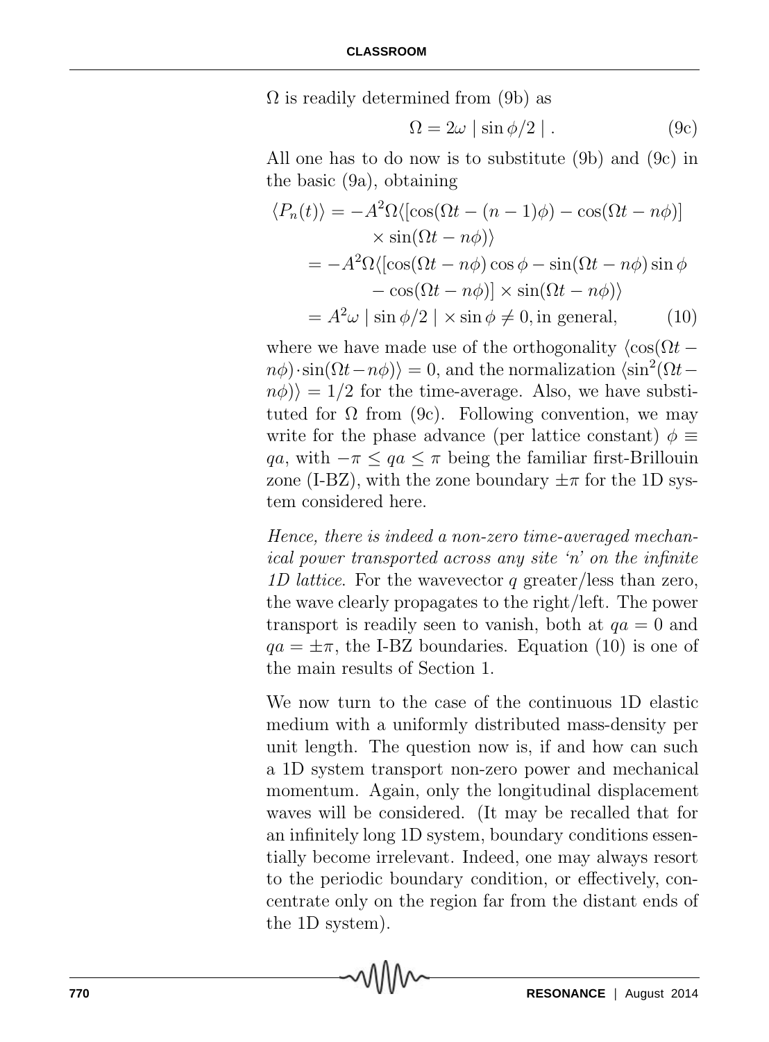$\Omega$ is readily determined from (9b) as

$$\Omega = 2\omega \mid \sin \phi/2 \mid . \tag{9c}$$

All one has to do now is to substitute (9b) and (9c) in the basic (9a), obtaining

$$\begin{aligned}
\langle P_n(t) \rangle &= -A^2\Omega\langle[\cos(\Omega t - (n-1)\phi) - \cos(\Omega t - n\phi)] \\
&\quad \times \sin(\Omega t - n\phi)\rangle \\
&= -A^2\Omega\langle[\cos(\Omega t - n\phi)\cos\phi - \sin(\Omega t - n\phi)\sin\phi \\
&\quad - \cos(\Omega t - n\phi)] \times \sin(\Omega t - n\phi)\rangle \\
&= A^2\omega \mid \sin\phi/2 \mid \times \sin\phi \neq 0, \text{in general,}
\end{aligned} \tag{10}$$

where we have made use of the orthogonality $\langle \cos(\Omega t - n\phi)\cdot\sin(\Omega t - n\phi)\rangle = 0$, and the normalization $\langle \sin^2(\Omega t - n\phi)\rangle = 1/2$ for the time-average. Also, we have substituted for $\Omega$ from (9c). Following convention, we may write for the phase advance (per lattice constant) $\phi \equiv qa$, with $-\pi \leq qa \leq \pi$ being the familiar first-Brillouin zone (I-BZ), with the zone boundary $\pm\pi$ for the 1D system considered here.

*Hence, there is indeed a non-zero time-averaged mechanical power transported across any site 'n' on the infinite 1D lattice*. For the wavevector $q$ greater/less than zero, the wave clearly propagates to the right/left. The power transport is readily seen to vanish, both at $qa = 0$ and $qa = \pm\pi$, the I-BZ boundaries. Equation (10) is one of the main results of Section 1.

We now turn to the case of the continuous 1D elastic medium with a uniformly distributed mass-density per unit length. The question now is, if and how can such a 1D system transport non-zero power and mechanical momentum. Again, only the longitudinal displacement waves will be considered. (It may be recalled that for an infinitely long 1D system, boundary conditions essentially become irrelevant. Indeed, one may always resort to the periodic boundary condition, or effectively, concentrate only on the region far from the distant ends of the 1D system).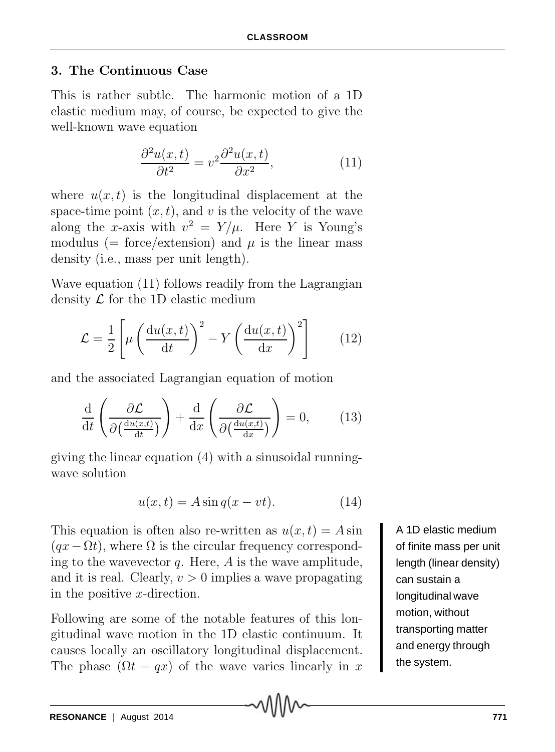### 3. The Continuous Case

This is rather subtle. The harmonic motion of a 1D elastic medium may, of course, be expected to give the well-known wave equation

$$\frac{\partial^2 u(x,t)}{\partial t^2} = v^2 \frac{\partial^2 u(x,t)}{\partial x^2}, \tag{11}$$

where $u(x,t)$ is the longitudinal displacement at the space-time point $(x,t)$, and $v$ is the velocity of the wave along the $x$-axis with $v^2 = Y/\mu$. Here $Y$ is Young's modulus (= force/extension) and $\mu$ is the linear mass density (i.e., mass per unit length).

Wave equation (11) follows readily from the Lagrangian density $\mathcal{L}$ for the 1D elastic medium

$$\mathcal{L} = \frac{1}{2}\left[\mu\left(\frac{\mathrm{d}u(x,t)}{\mathrm{d}t}\right)^2 - Y\left(\frac{\mathrm{d}u(x,t)}{\mathrm{d}x}\right)^2\right] \tag{12}$$

and the associated Lagrangian equation of motion

$$\frac{\mathrm{d}}{\mathrm{d}t}\left(\frac{\partial \mathcal{L}}{\partial\left(\frac{\mathrm{d}u(x,t)}{\mathrm{d}t}\right)}\right) + \frac{\mathrm{d}}{\mathrm{d}x}\left(\frac{\partial \mathcal{L}}{\partial\left(\frac{\mathrm{d}u(x,t)}{\mathrm{d}x}\right)}\right) = 0, \tag{13}$$

giving the linear equation (4) with a sinusoidal running-wave solution

$$u(x,t) = A \sin q(x - vt). \tag{14}$$

This equation is often also re-written as $u(x,t) = A \sin (qx - \Omega t)$, where $\Omega$ is the circular frequency corresponding to the wavevector $q$. Here, $A$ is the wave amplitude, and it is real. Clearly, $v > 0$ implies a wave propagating in the positive $x$-direction.

A 1D elastic medium of finite mass per unit length (linear density) can sustain a longitudinal wave motion, without transporting matter and energy through the system.

Following are some of the notable features of this longitudinal wave motion in the 1D elastic continuum. It causes locally an oscillatory longitudinal displacement. The phase $(\Omega t - qx)$ of the wave varies linearly in $x$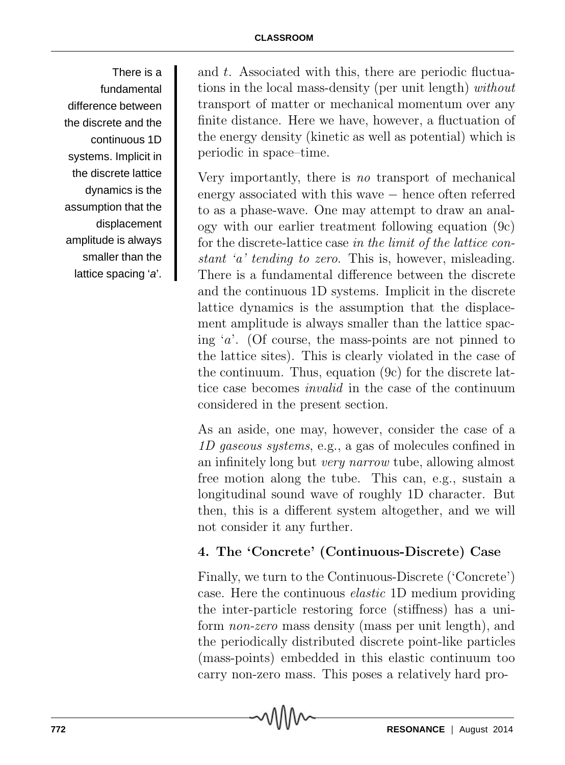There is a fundamental difference between the discrete and the continuous 1D systems. Implicit in the discrete lattice dynamics is the assumption that the displacement amplitude is always smaller than the lattice spacing '$a$'.

and $t$. Associated with this, there are periodic fluctuations in the local mass-density (per unit length) *without* transport of matter or mechanical momentum over any finite distance. Here we have, however, a fluctuation of the energy density (kinetic as well as potential) which is periodic in space–time.

Very importantly, there is *no* transport of mechanical energy associated with this wave − hence often referred to as a phase-wave. One may attempt to draw an analogy with our earlier treatment following equation (9c) for the discrete-lattice case *in the limit of the lattice constant '$a$' tending to zero*. This is, however, misleading. There is a fundamental difference between the discrete and the continuous 1D systems. Implicit in the discrete lattice dynamics is the assumption that the displacement amplitude is always smaller than the lattice spacing '$a$'. (Of course, the mass-points are not pinned to the lattice sites). This is clearly violated in the case of the continuum. Thus, equation (9c) for the discrete lattice case becomes *invalid* in the case of the continuum considered in the present section.

As an aside, one may, however, consider the case of a *1D gaseous systems*, e.g., a gas of molecules confined in an infinitely long but *very narrow* tube, allowing almost free motion along the tube. This can, e.g., sustain a longitudinal sound wave of roughly 1D character. But then, this is a different system altogether, and we will not consider it any further.

## 4. The 'Concrete' (Continuous-Discrete) Case

Finally, we turn to the Continuous-Discrete ('Concrete') case. Here the continuous *elastic* 1D medium providing the inter-particle restoring force (stiffness) has a uniform *non-zero* mass density (mass per unit length), and the periodically distributed discrete point-like particles (mass-points) embedded in this elastic continuum too carry non-zero mass. This poses a relatively hard pro-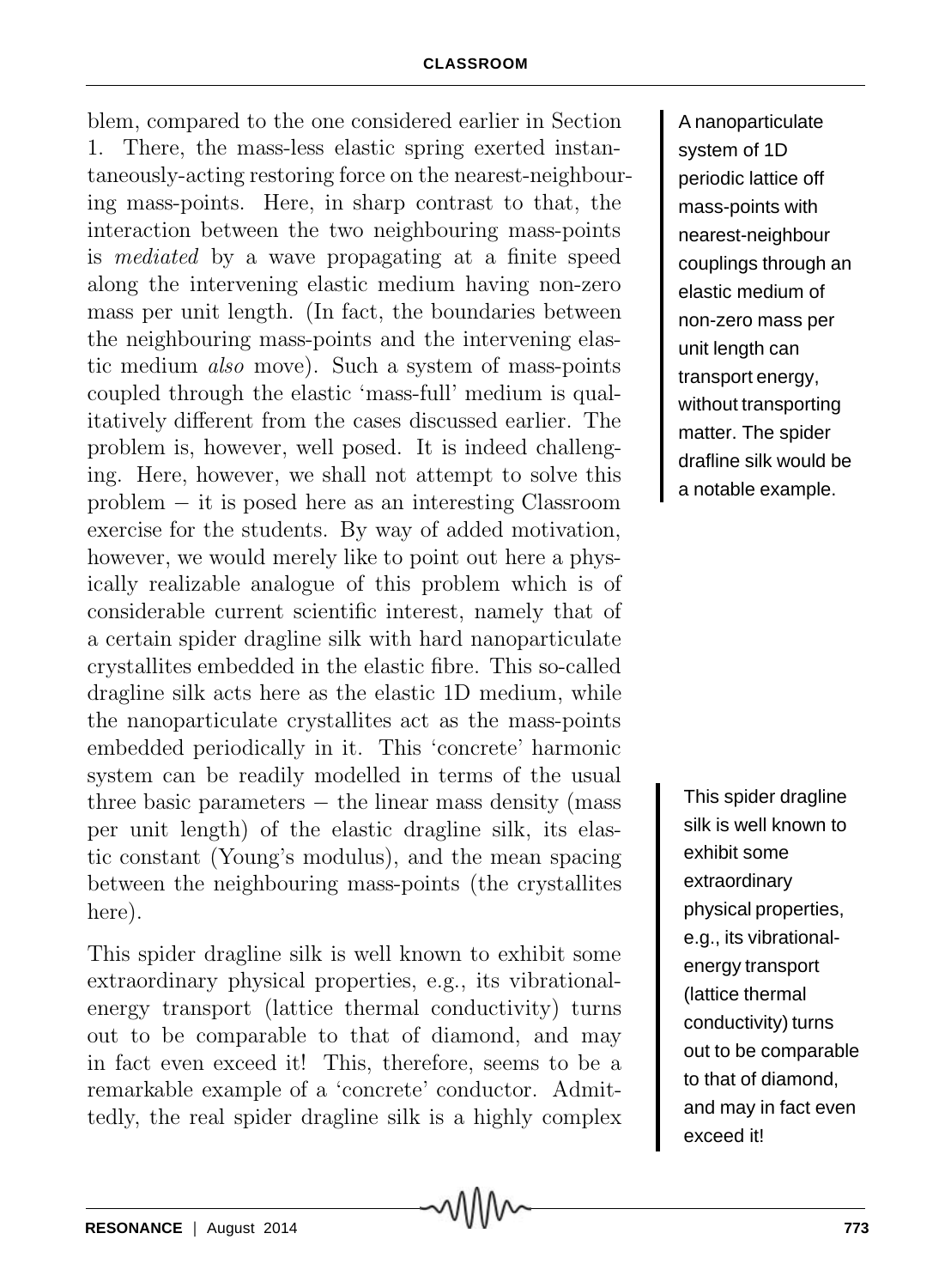blem, compared to the one considered earlier in Section 1. There, the mass-less elastic spring exerted instantaneously-acting restoring force on the nearest-neighbouring mass-points. Here, in sharp contrast to that, the interaction between the two neighbouring mass-points is *mediated* by a wave propagating at a finite speed along the intervening elastic medium having non-zero mass per unit length. (In fact, the boundaries between the neighbouring mass-points and the intervening elastic medium *also* move). Such a system of mass-points coupled through the elastic 'mass-full' medium is qualitatively different from the cases discussed earlier. The problem is, however, well posed. It is indeed challenging. Here, however, we shall not attempt to solve this problem − it is posed here as an interesting Classroom exercise for the students. By way of added motivation, however, we would merely like to point out here a physically realizable analogue of this problem which is of considerable current scientific interest, namely that of a certain spider dragline silk with hard nanoparticulate crystallites embedded in the elastic fibre. This so-called dragline silk acts here as the elastic 1D medium, while the nanoparticulate crystallites act as the mass-points embedded periodically in it. This 'concrete' harmonic system can be readily modelled in terms of the usual three basic parameters − the linear mass density (mass per unit length) of the elastic dragline silk, its elastic constant (Young's modulus), and the mean spacing between the neighbouring mass-points (the crystallites here).

> A nanoparticulate system of 1D periodic lattice off mass-points with nearest-neighbour couplings through an elastic medium of non-zero mass per unit length can transport energy, without transporting matter. The spider drafline silk would be a notable example.

This spider dragline silk is well known to exhibit some extraordinary physical properties, e.g., its vibrational-energy transport (lattice thermal conductivity) turns out to be comparable to that of diamond, and may in fact even exceed it! This, therefore, seems to be a remarkable example of a 'concrete' conductor. Admittedly, the real spider dragline silk is a highly complex

> This spider dragline silk is well known to exhibit some extraordinary physical properties, e.g., its vibrational-energy transport (lattice thermal conductivity) turns out to be comparable to that of diamond, and may in fact even exceed it!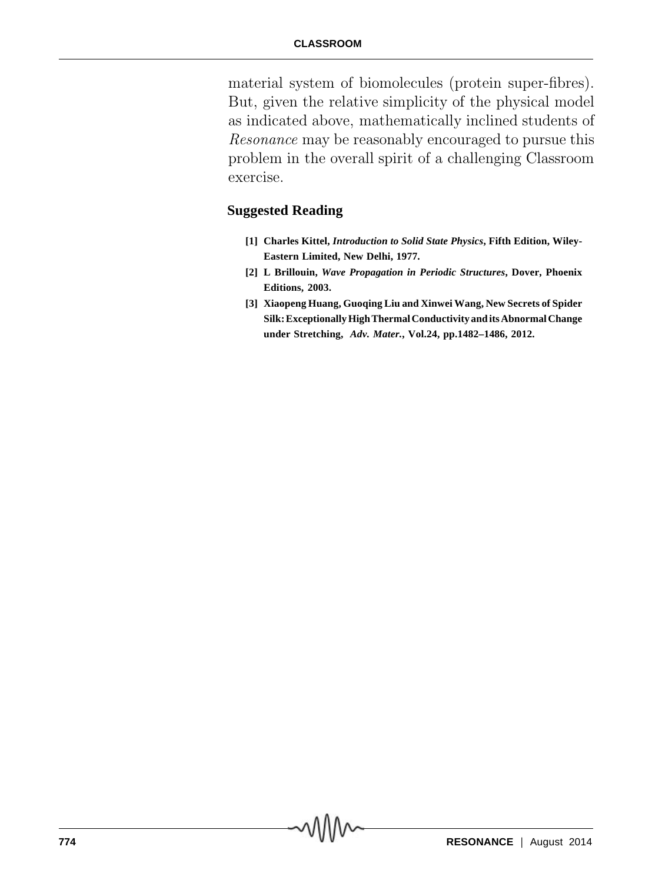material system of biomolecules (protein super-fibres). But, given the relative simplicity of the physical model as indicated above, mathematically inclined students of *Resonance* may be reasonably encouraged to pursue this problem in the overall spirit of a challenging Classroom exercise.

## Suggested Reading

[1] Charles Kittel, *Introduction to Solid State Physics*, Fifth Edition, Wiley-Eastern Limited, New Delhi, 1977.

[2] L Brillouin, *Wave Propagation in Periodic Structures*, Dover, Phoenix Editions, 2003.

[3] Xiaopeng Huang, Guoqing Liu and Xinwei Wang, New Secrets of Spider Silk: Exceptionally High Thermal Conductivity and its Abnormal Change under Stretching, *Adv. Mater.*, Vol.24, pp.1482–1486, 2012.